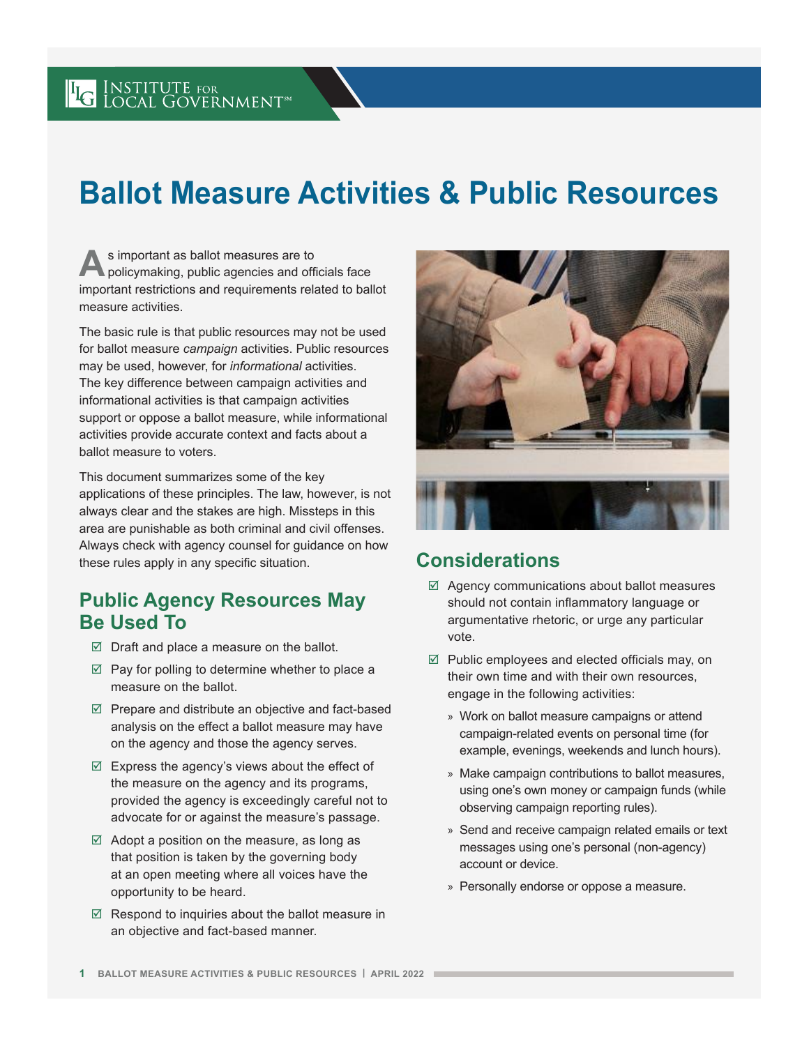# Ballot Measure Activities & Public Resources

As important as ballot measures are to policymaking, public agencies and officials face important restrictions and requirements related to ballot measure activities.

The basic rule is that public resources may not be used for ballot measure *campaign* activities. Public resources may be used, however, for *informational* activities. The key difference between campaign activities and informational activities is that campaign activities support or oppose a ballot measure, while informational activities provide accurate context and facts about a ballot measure to voters.

This document summarizes some of the key applications of these principles. The law, however, is not always clear and the stakes are high. Missteps in this area are punishable as both criminal and civil offenses. Always check with agency counsel for guidance on how these rules apply in any specific situation.

## Public Agency Resources May Be Used To

- ☑ Draft and place a measure on the ballot.
- ☑ Pay for polling to determine whether to place a measure on the ballot.
- ☑ Prepare and distribute an objective and fact-based analysis on the effect a ballot measure may have on the agency and those the agency serves.
- ☑ Express the agency's views about the effect of the measure on the agency and its programs, provided the agency is exceedingly careful not to advocate for or against the measure's passage.
- ☑ Adopt a position on the measure, as long as that position is taken by the governing body at an open meeting where all voices have the opportunity to be heard.
- ☑ Respond to inquiries about the ballot measure in an objective and fact-based manner.

## Considerations

- ☑ Agency communications about ballot measures should not contain inflammatory language or argumentative rhetoric, or urge any particular vote.
- ☑ Public employees and elected officials may, on their own time and with their own resources, engage in the following activities:
  - » Work on ballot measure campaigns or attend campaign-related events on personal time (for example, evenings, weekends and lunch hours).
  - » Make campaign contributions to ballot measures, using one's own money or campaign funds (while observing campaign reporting rules).
  - » Send and receive campaign related emails or text messages using one's personal (non-agency) account or device.
  - » Personally endorse or oppose a measure.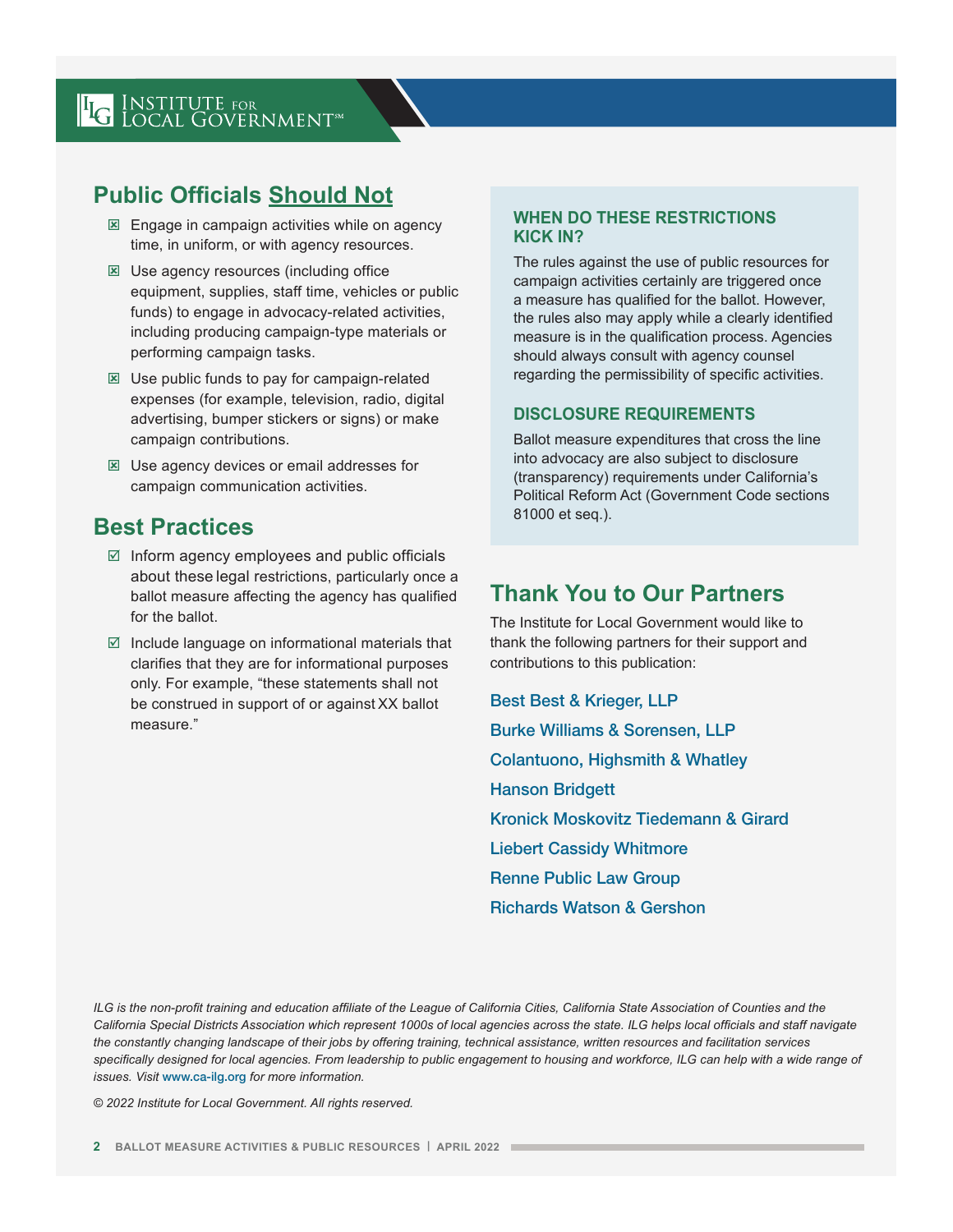## Public Officials <u>Should Not</u>

- ☒ Engage in campaign activities while on agency time, in uniform, or with agency resources.
- ☒ Use agency resources (including office equipment, supplies, staff time, vehicles or public funds) to engage in advocacy-related activities, including producing campaign-type materials or performing campaign tasks.
- ☒ Use public funds to pay for campaign-related expenses (for example, television, radio, digital advertising, bumper stickers or signs) or make campaign contributions.
- ☒ Use agency devices or email addresses for campaign communication activities.

## Best Practices

- ☑ Inform agency employees and public officials about these legal restrictions, particularly once a ballot measure affecting the agency has qualified for the ballot.
- ☑ Include language on informational materials that clarifies that they are for informational purposes only. For example, "these statements shall not be construed in support of or against XX ballot measure."

### WHEN DO THESE RESTRICTIONS KICK IN?

The rules against the use of public resources for campaign activities certainly are triggered once a measure has qualified for the ballot. However, the rules also may apply while a clearly identified measure is in the qualification process. Agencies should always consult with agency counsel regarding the permissibility of specific activities.

### DISCLOSURE REQUIREMENTS

Ballot measure expenditures that cross the line into advocacy are also subject to disclosure (transparency) requirements under California's Political Reform Act (Government Code sections 81000 et seq.).

## Thank You to Our Partners

The Institute for Local Government would like to thank the following partners for their support and contributions to this publication:

Best Best & Krieger, LLP

Burke Williams & Sorensen, LLP

Colantuono, Highsmith & Whatley

Hanson Bridgett

Kronick Moskovitz Tiedemann & Girard

Liebert Cassidy Whitmore

Renne Public Law Group

Richards Watson & Gershon

*ILG is the non-profit training and education affiliate of the League of California Cities, California State Association of Counties and the California Special Districts Association which represent 1000s of local agencies across the state. ILG helps local officials and staff navigate the constantly changing landscape of their jobs by offering training, technical assistance, written resources and facilitation services specifically designed for local agencies. From leadership to public engagement to housing and workforce, ILG can help with a wide range of issues. Visit* www.ca-ilg.org *for more information.*

*© 2022 Institute for Local Government. All rights reserved.*